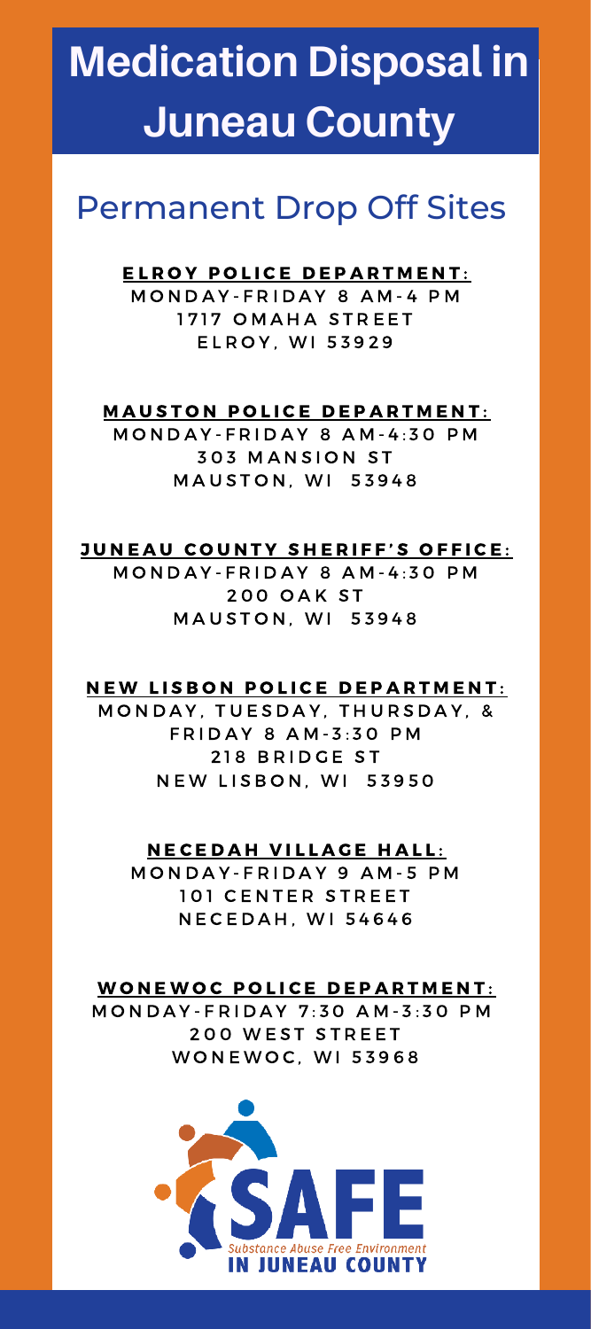# Medication Disposal in Juneau County

## Permanent Drop Off Sites

**ELROY POLICE DEPARTMENT:**
MONDAY-FRIDAY 8 AM-4 PM
1717 OMAHA STREET
ELROY, WI 53929

**MAUSTON POLICE DEPARTMENT:**
MONDAY-FRIDAY 8 AM-4:30 PM
303 MANSION ST
MAUSTON, WI 53948

**JUNEAU COUNTY SHERIFF'S OFFICE:**
MONDAY-FRIDAY 8 AM-4:30 PM
200 OAK ST
MAUSTON, WI 53948

**NEW LISBON POLICE DEPARTMENT:**
MONDAY, TUESDAY, THURSDAY, & FRIDAY 8 AM-3:30 PM
218 BRIDGE ST
NEW LISBON, WI 53950

**NECEDAH VILLAGE HALL:**
MONDAY-FRIDAY 9 AM-5 PM
101 CENTER STREET
NECEDAH, WI 54646

**WONEWOC POLICE DEPARTMENT:**
MONDAY-FRIDAY 7:30 AM-3:30 PM
200 WEST STREET
WONEWOC, WI 53968

SAFE
Substance Abuse Free Environment
IN JUNEAU COUNTY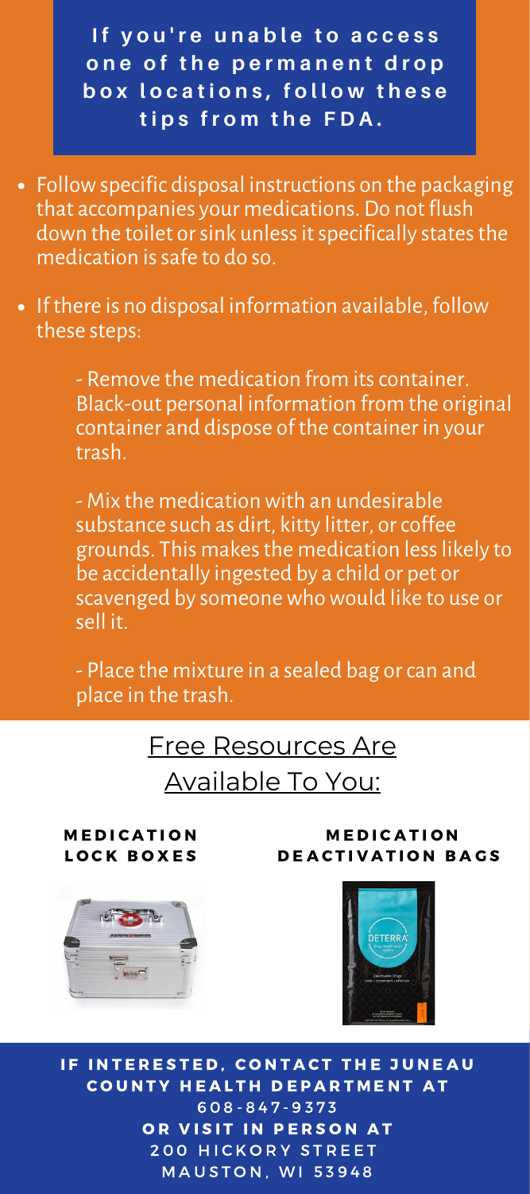**If you're unable to access one of the permanent drop box locations, follow these tips from the FDA.**

- Follow specific disposal instructions on the packaging that accompanies your medications. Do not flush down the toilet or sink unless it specifically states the medication is safe to do so.
- If there is no disposal information available, follow these steps:

  - Remove the medication from its container. Black-out personal information from the original container and dispose of the container in your trash.

  - Mix the medication with an undesirable substance such as dirt, kitty litter, or coffee grounds. This makes the medication less likely to be accidentally ingested by a child or pet or scavenged by someone who would like to use or sell it.

  - Place the mixture in a sealed bag or can and place in the trash.

## Free Resources Are Available To You:

**MEDICATION LOCK BOXES**

**MEDICATION DEACTIVATION BAGS**

**IF INTERESTED, CONTACT THE JUNEAU COUNTY HEALTH DEPARTMENT AT**
608-847-9373
**OR VISIT IN PERSON AT**
200 HICKORY STREET
MAUSTON, WI 53948